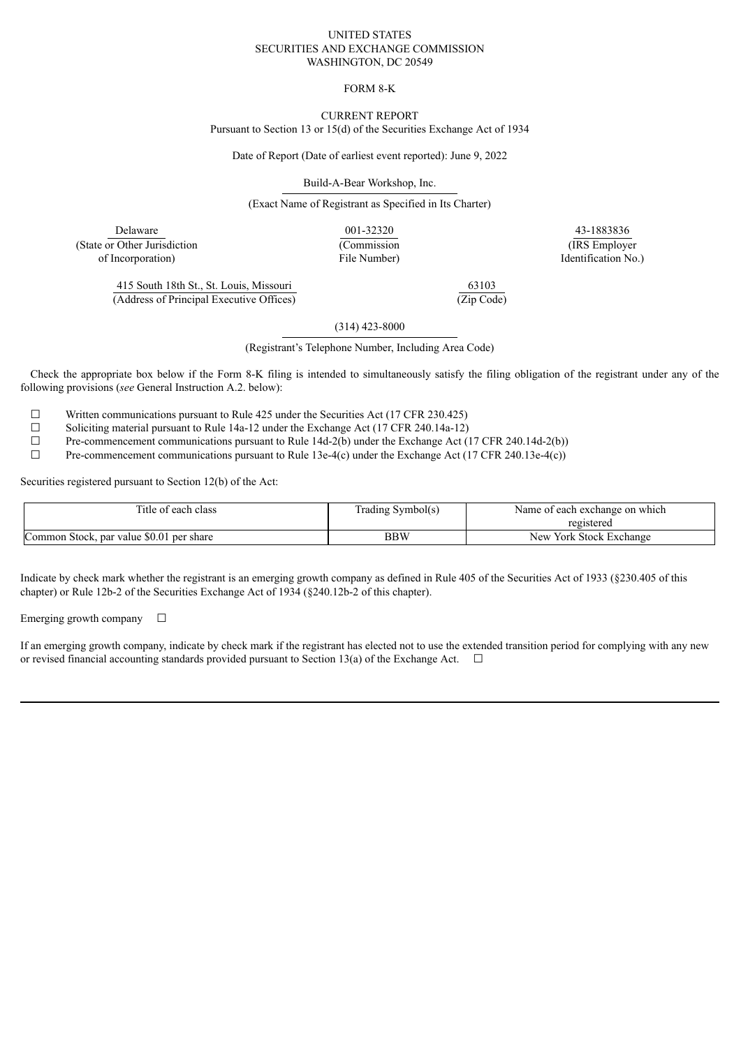UNITED STATES
SECURITIES AND EXCHANGE COMMISSION
WASHINGTON, DC 20549

FORM 8-K

CURRENT REPORT
Pursuant to Section 13 or 15(d) of the Securities Exchange Act of 1934

Date of Report (Date of earliest event reported): June 9, 2022

Build-A-Bear Workshop, Inc.
(Exact Name of Registrant as Specified in Its Charter)

| Delaware | 001-32320 | 43-1883836 |
|---|---|---|
| (State or Other Jurisdiction of Incorporation) | (Commission File Number) | (IRS Employer Identification No.) |

| 415 South 18th St., St. Louis, Missouri | 63103 |
|---|---|
| (Address of Principal Executive Offices) | (Zip Code) |

(314) 423-8000
(Registrant's Telephone Number, Including Area Code)

Check the appropriate box below if the Form 8-K filing is intended to simultaneously satisfy the filing obligation of the registrant under any of the following provisions (*see* General Instruction A.2. below):

☐ Written communications pursuant to Rule 425 under the Securities Act (17 CFR 230.425)
☐ Soliciting material pursuant to Rule 14a-12 under the Exchange Act (17 CFR 240.14a-12)
☐ Pre-commencement communications pursuant to Rule 14d-2(b) under the Exchange Act (17 CFR 240.14d-2(b))
☐ Pre-commencement communications pursuant to Rule 13e-4(c) under the Exchange Act (17 CFR 240.13e-4(c))

Securities registered pursuant to Section 12(b) of the Act:

| Title of each class | Trading Symbol(s) | Name of each exchange on which registered |
|---|---|---|
| Common Stock, par value $0.01 per share | BBW | New York Stock Exchange |

Indicate by check mark whether the registrant is an emerging growth company as defined in Rule 405 of the Securities Act of 1933 (§230.405 of this chapter) or Rule 12b-2 of the Securities Exchange Act of 1934 (§240.12b-2 of this chapter).

Emerging growth company ☐

If an emerging growth company, indicate by check mark if the registrant has elected not to use the extended transition period for complying with any new or revised financial accounting standards provided pursuant to Section 13(a) of the Exchange Act. ☐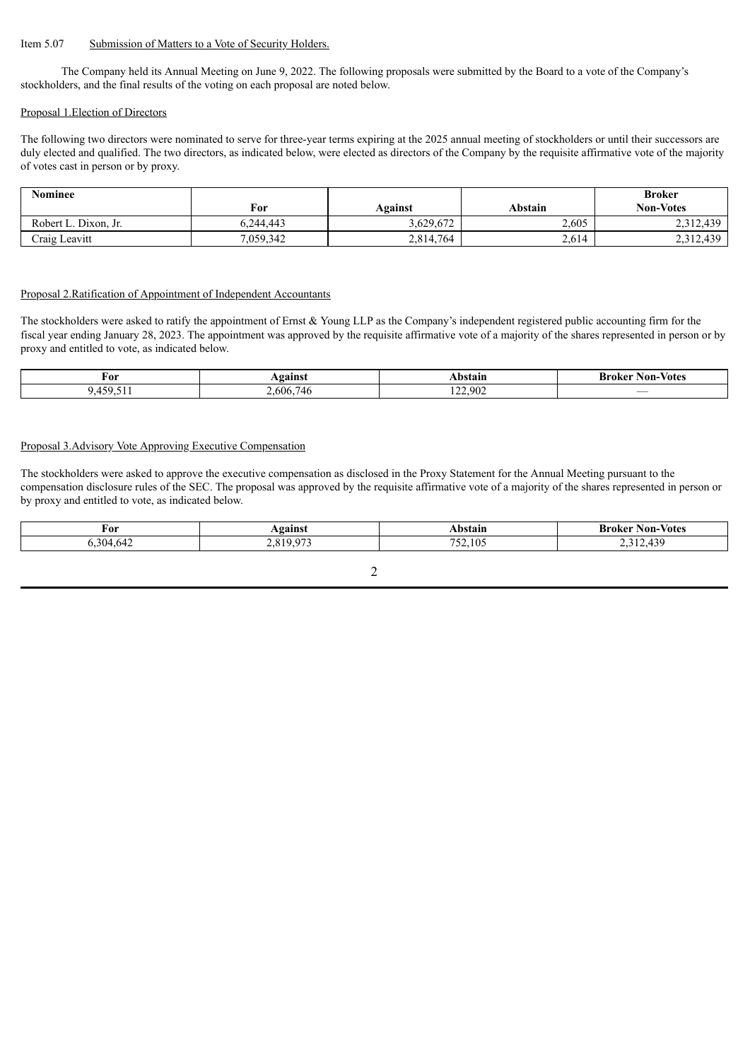Item 5.07 Submission of Matters to a Vote of Security Holders.

The Company held its Annual Meeting on June 9, 2022. The following proposals were submitted by the Board to a vote of the Company's stockholders, and the final results of the voting on each proposal are noted below.

Proposal 1.Election of Directors

The following two directors were nominated to serve for three-year terms expiring at the 2025 annual meeting of stockholders or until their successors are duly elected and qualified. The two directors, as indicated below, were elected as directors of the Company by the requisite affirmative vote of the majority of votes cast in person or by proxy.

| Nominee | For | Against | Abstain | Broker Non-Votes |
|---|---|---|---|---|
| Robert L. Dixon, Jr. | 6,244,443 | 3,629,672 | 2,605 | 2,312,439 |
| Craig Leavitt | 7,059,342 | 2,814,764 | 2,614 | 2,312,439 |

Proposal 2.Ratification of Appointment of Independent Accountants

The stockholders were asked to ratify the appointment of Ernst & Young LLP as the Company's independent registered public accounting firm for the fiscal year ending January 28, 2023. The appointment was approved by the requisite affirmative vote of a majority of the shares represented in person or by proxy and entitled to vote, as indicated below.

| For | Against | Abstain | Broker Non-Votes |
|---|---|---|---|
| 9,459,511 | 2,606,746 | 122,902 | — |

Proposal 3.Advisory Vote Approving Executive Compensation

The stockholders were asked to approve the executive compensation as disclosed in the Proxy Statement for the Annual Meeting pursuant to the compensation disclosure rules of the SEC. The proposal was approved by the requisite affirmative vote of a majority of the shares represented in person or by proxy and entitled to vote, as indicated below.

| For | Against | Abstain | Broker Non-Votes |
|---|---|---|---|
| 6,304,642 | 2,819,973 | 752,105 | 2,312,439 |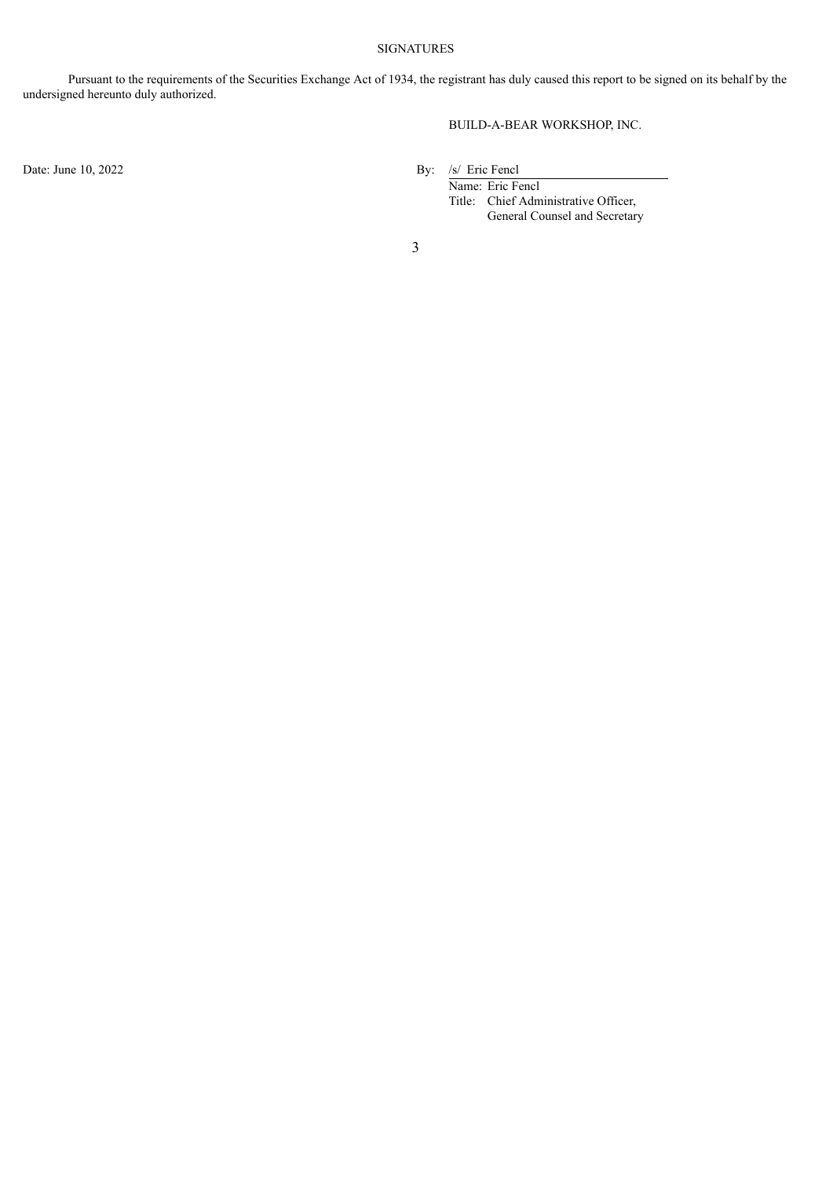SIGNATURES

Pursuant to the requirements of the Securities Exchange Act of 1934, the registrant has duly caused this report to be signed on its behalf by the undersigned hereunto duly authorized.

BUILD-A-BEAR WORKSHOP, INC.

Date: June 10, 2022

By: /s/ Eric Fencl

Name: Eric Fencl

Title: Chief Administrative Officer, General Counsel and Secretary